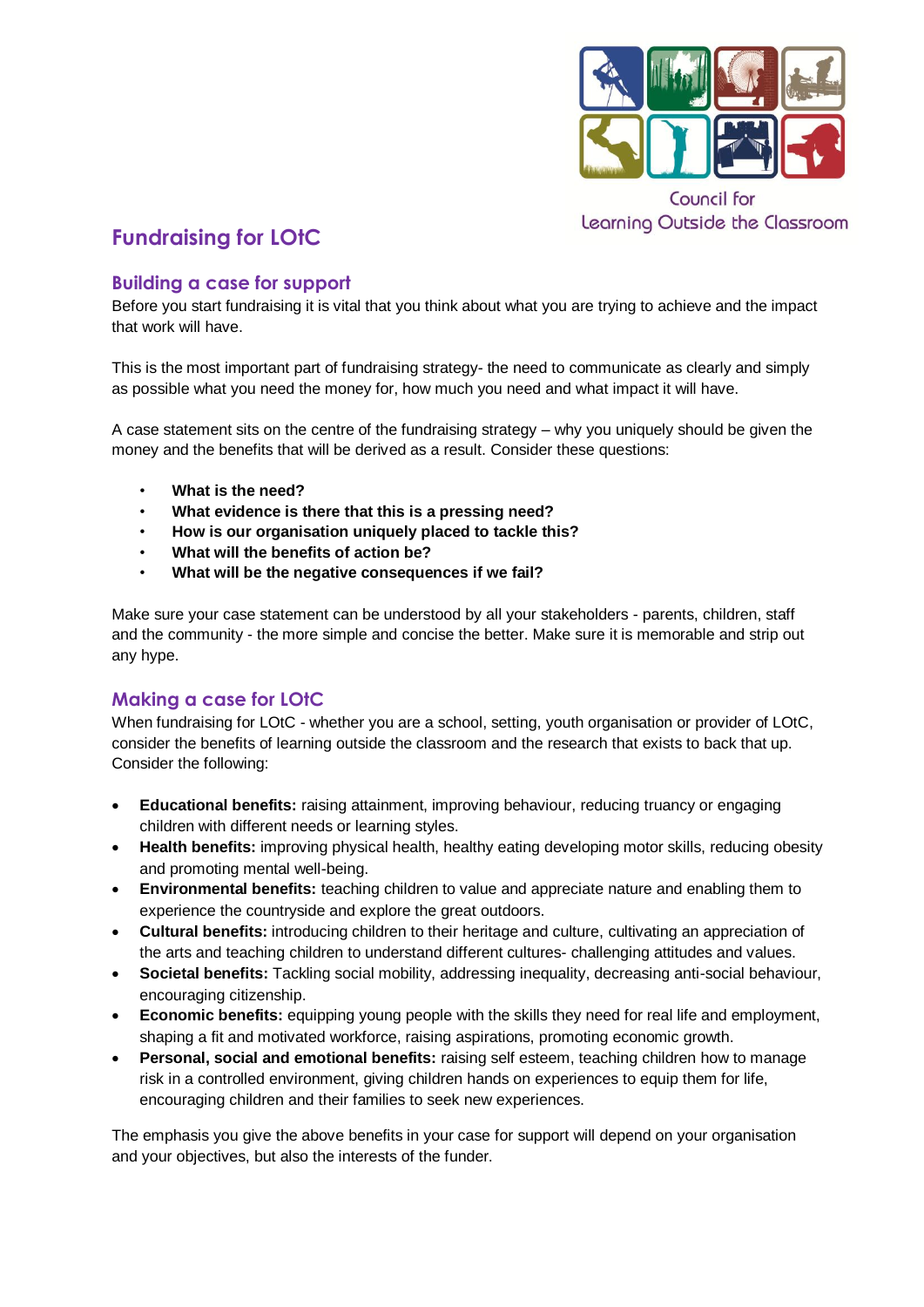Council for Learning Outside the Classroom

# Fundraising for LOtC

## Building a case for support

Before you start fundraising it is vital that you think about what you are trying to achieve and the impact that work will have.

This is the most important part of fundraising strategy- the need to communicate as clearly and simply as possible what you need the money for, how much you need and what impact it will have.

A case statement sits on the centre of the fundraising strategy – why you uniquely should be given the money and the benefits that will be derived as a result. Consider these questions:

- **What is the need?**
- **What evidence is there that this is a pressing need?**
- **How is our organisation uniquely placed to tackle this?**
- **What will the benefits of action be?**
- **What will be the negative consequences if we fail?**

Make sure your case statement can be understood by all your stakeholders - parents, children, staff and the community - the more simple and concise the better. Make sure it is memorable and strip out any hype.

## Making a case for LOtC

When fundraising for LOtC - whether you are a school, setting, youth organisation or provider of LOtC, consider the benefits of learning outside the classroom and the research that exists to back that up. Consider the following:

- **Educational benefits:** raising attainment, improving behaviour, reducing truancy or engaging children with different needs or learning styles.
- **Health benefits:** improving physical health, healthy eating developing motor skills, reducing obesity and promoting mental well-being.
- **Environmental benefits:** teaching children to value and appreciate nature and enabling them to experience the countryside and explore the great outdoors.
- **Cultural benefits:** introducing children to their heritage and culture, cultivating an appreciation of the arts and teaching children to understand different cultures- challenging attitudes and values.
- **Societal benefits:** Tackling social mobility, addressing inequality, decreasing anti-social behaviour, encouraging citizenship.
- **Economic benefits:** equipping young people with the skills they need for real life and employment, shaping a fit and motivated workforce, raising aspirations, promoting economic growth.
- **Personal, social and emotional benefits:** raising self esteem, teaching children how to manage risk in a controlled environment, giving children hands on experiences to equip them for life, encouraging children and their families to seek new experiences.

The emphasis you give the above benefits in your case for support will depend on your organisation and your objectives, but also the interests of the funder.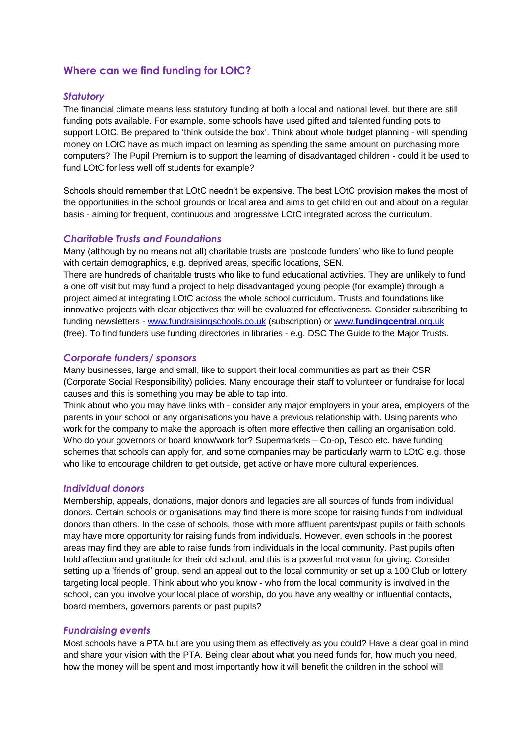## Where can we find funding for LOtC?

### *Statutory*

The financial climate means less statutory funding at both a local and national level, but there are still funding pots available. For example, some schools have used gifted and talented funding pots to support LOtC. Be prepared to 'think outside the box'. Think about whole budget planning - will spending money on LOtC have as much impact on learning as spending the same amount on purchasing more computers? The Pupil Premium is to support the learning of disadvantaged children - could it be used to fund LOtC for less well off students for example?

Schools should remember that LOtC needn't be expensive. The best LOtC provision makes the most of the opportunities in the school grounds or local area and aims to get children out and about on a regular basis - aiming for frequent, continuous and progressive LOtC integrated across the curriculum.

### *Charitable Trusts and Foundations*

Many (although by no means not all) charitable trusts are 'postcode funders' who like to fund people with certain demographics, e.g. deprived areas, specific locations, SEN.

There are hundreds of charitable trusts who like to fund educational activities. They are unlikely to fund a one off visit but may fund a project to help disadvantaged young people (for example) through a project aimed at integrating LOtC across the whole school curriculum. Trusts and foundations like innovative projects with clear objectives that will be evaluated for effectiveness. Consider subscribing to funding newsletters - www.fundraisingschools.co.uk (subscription) or www.**fundingcentral**.org.uk (free). To find funders use funding directories in libraries - e.g. DSC The Guide to the Major Trusts.

### *Corporate funders/ sponsors*

Many businesses, large and small, like to support their local communities as part as their CSR (Corporate Social Responsibility) policies. Many encourage their staff to volunteer or fundraise for local causes and this is something you may be able to tap into.

Think about who you may have links with - consider any major employers in your area, employers of the parents in your school or any organisations you have a previous relationship with. Using parents who work for the company to make the approach is often more effective then calling an organisation cold. Who do your governors or board know/work for? Supermarkets – Co-op, Tesco etc. have funding schemes that schools can apply for, and some companies may be particularly warm to LOtC e.g. those who like to encourage children to get outside, get active or have more cultural experiences.

### *Individual donors*

Membership, appeals, donations, major donors and legacies are all sources of funds from individual donors. Certain schools or organisations may find there is more scope for raising funds from individual donors than others. In the case of schools, those with more affluent parents/past pupils or faith schools may have more opportunity for raising funds from individuals. However, even schools in the poorest areas may find they are able to raise funds from individuals in the local community. Past pupils often hold affection and gratitude for their old school, and this is a powerful motivator for giving. Consider setting up a 'friends of' group, send an appeal out to the local community or set up a 100 Club or lottery targeting local people. Think about who you know - who from the local community is involved in the school, can you involve your local place of worship, do you have any wealthy or influential contacts, board members, governors parents or past pupils?

### *Fundraising events*

Most schools have a PTA but are you using them as effectively as you could? Have a clear goal in mind and share your vision with the PTA. Being clear about what you need funds for, how much you need, how the money will be spent and most importantly how it will benefit the children in the school will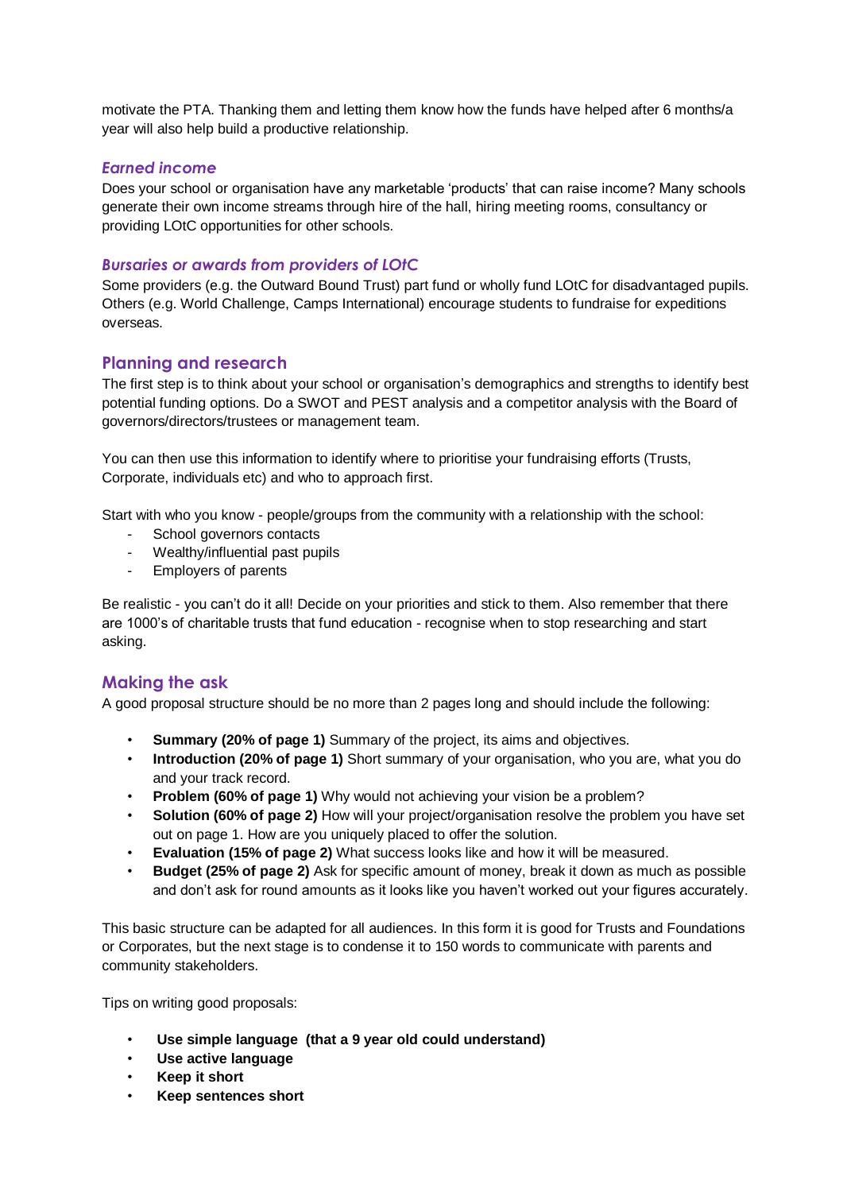motivate the PTA. Thanking them and letting them know how the funds have helped after 6 months/a year will also help build a productive relationship.

### *Earned income*

Does your school or organisation have any marketable 'products' that can raise income? Many schools generate their own income streams through hire of the hall, hiring meeting rooms, consultancy or providing LOtC opportunities for other schools.

### *Bursaries or awards from providers of LOtC*

Some providers (e.g. the Outward Bound Trust) part fund or wholly fund LOtC for disadvantaged pupils. Others (e.g. World Challenge, Camps International) encourage students to fundraise for expeditions overseas.

## Planning and research

The first step is to think about your school or organisation's demographics and strengths to identify best potential funding options. Do a SWOT and PEST analysis and a competitor analysis with the Board of governors/directors/trustees or management team.

You can then use this information to identify where to prioritise your fundraising efforts (Trusts, Corporate, individuals etc) and who to approach first.

Start with who you know - people/groups from the community with a relationship with the school:

- School governors contacts
- Wealthy/influential past pupils
- Employers of parents

Be realistic - you can't do it all! Decide on your priorities and stick to them. Also remember that there are 1000's of charitable trusts that fund education - recognise when to stop researching and start asking.

## Making the ask

A good proposal structure should be no more than 2 pages long and should include the following:

- **Summary (20% of page 1)** Summary of the project, its aims and objectives.
- **Introduction (20% of page 1)** Short summary of your organisation, who you are, what you do and your track record.
- **Problem (60% of page 1)** Why would not achieving your vision be a problem?
- **Solution (60% of page 2)** How will your project/organisation resolve the problem you have set out on page 1. How are you uniquely placed to offer the solution.
- **Evaluation (15% of page 2)** What success looks like and how it will be measured.
- **Budget (25% of page 2)** Ask for specific amount of money, break it down as much as possible and don't ask for round amounts as it looks like you haven't worked out your figures accurately.

This basic structure can be adapted for all audiences. In this form it is good for Trusts and Foundations or Corporates, but the next stage is to condense it to 150 words to communicate with parents and community stakeholders.

Tips on writing good proposals:

- **Use simple language (that a 9 year old could understand)**
- **Use active language**
- **Keep it short**
- **Keep sentences short**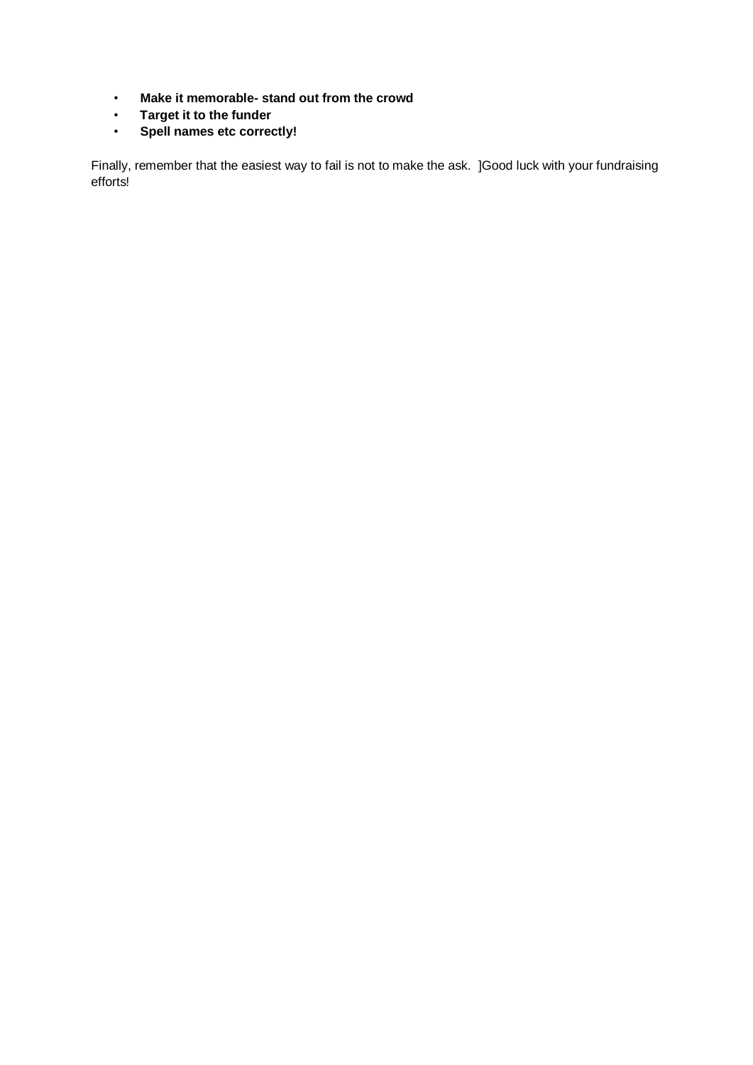- **Make it memorable- stand out from the crowd**
- **Target it to the funder**
- **Spell names etc correctly!**

Finally, remember that the easiest way to fail is not to make the ask. ]Good luck with your fundraising efforts!